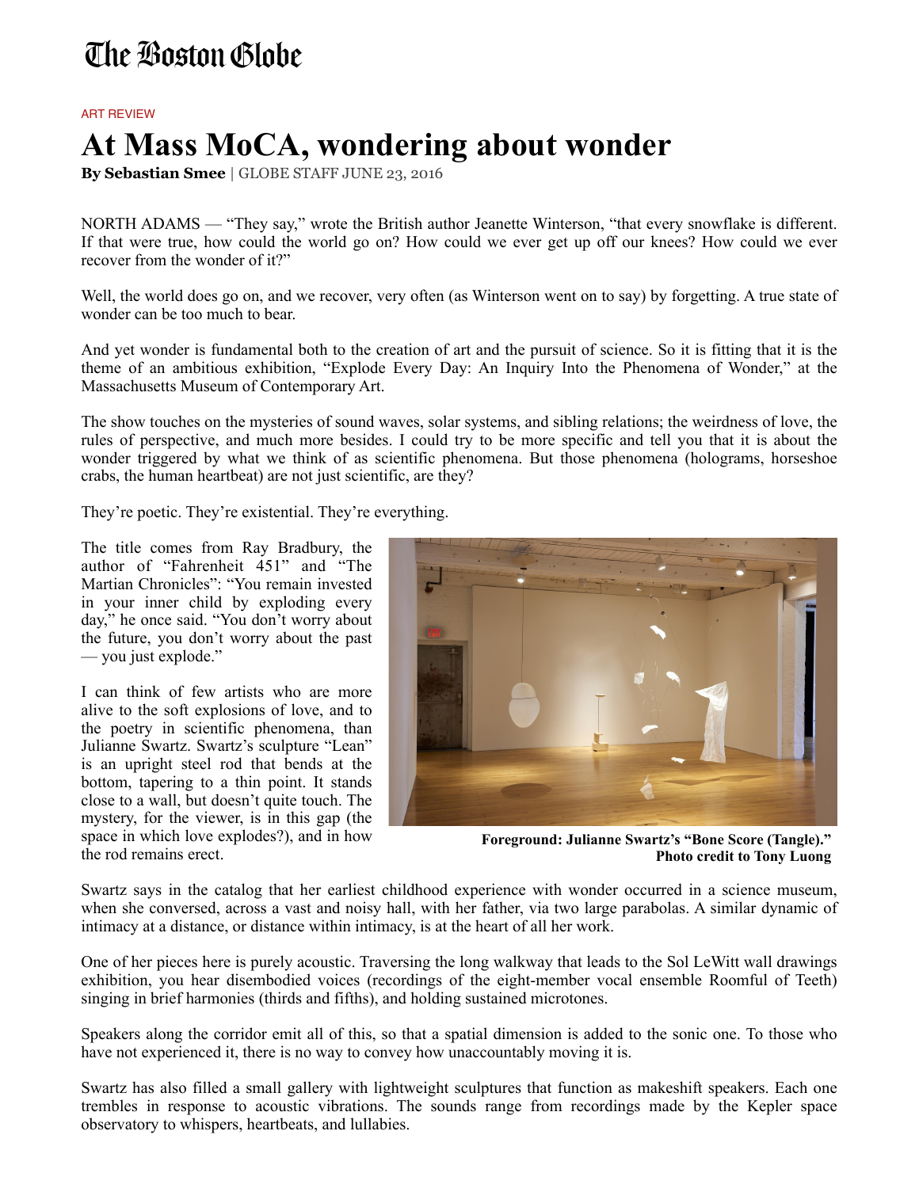# The Boston Globe

ART REVIEW

# At Mass MoCA, wondering about wonder

**By Sebastian Smee** | GLOBE STAFF JUNE 23, 2016

NORTH ADAMS — "They say," wrote the British author Jeanette Winterson, "that every snowflake is different. If that were true, how could the world go on? How could we ever get up off our knees? How could we ever recover from the wonder of it?"

Well, the world does go on, and we recover, very often (as Winterson went on to say) by forgetting. A true state of wonder can be too much to bear.

And yet wonder is fundamental both to the creation of art and the pursuit of science. So it is fitting that it is the theme of an ambitious exhibition, "Explode Every Day: An Inquiry Into the Phenomena of Wonder," at the Massachusetts Museum of Contemporary Art.

The show touches on the mysteries of sound waves, solar systems, and sibling relations; the weirdness of love, the rules of perspective, and much more besides. I could try to be more specific and tell you that it is about the wonder triggered by what we think of as scientific phenomena. But those phenomena (holograms, horseshoe crabs, the human heartbeat) are not just scientific, are they?

They're poetic. They're existential. They're everything.

The title comes from Ray Bradbury, the author of "Fahrenheit 451" and "The Martian Chronicles": "You remain invested in your inner child by exploding every day," he once said. "You don't worry about the future, you don't worry about the past — you just explode."

I can think of few artists who are more alive to the soft explosions of love, and to the poetry in scientific phenomena, than Julianne Swartz. Swartz's sculpture "Lean" is an upright steel rod that bends at the bottom, tapering to a thin point. It stands close to a wall, but doesn't quite touch. The mystery, for the viewer, is in this gap (the space in which love explodes?), and in how the rod remains erect.

**Foreground: Julianne Swartz's "Bone Score (Tangle)." Photo credit to Tony Luong**

Swartz says in the catalog that her earliest childhood experience with wonder occurred in a science museum, when she conversed, across a vast and noisy hall, with her father, via two large parabolas. A similar dynamic of intimacy at a distance, or distance within intimacy, is at the heart of all her work.

One of her pieces here is purely acoustic. Traversing the long walkway that leads to the Sol LeWitt wall drawings exhibition, you hear disembodied voices (recordings of the eight-member vocal ensemble Roomful of Teeth) singing in brief harmonies (thirds and fifths), and holding sustained microtones.

Speakers along the corridor emit all of this, so that a spatial dimension is added to the sonic one. To those who have not experienced it, there is no way to convey how unaccountably moving it is.

Swartz has also filled a small gallery with lightweight sculptures that function as makeshift speakers. Each one trembles in response to acoustic vibrations. The sounds range from recordings made by the Kepler space observatory to whispers, heartbeats, and lullabies.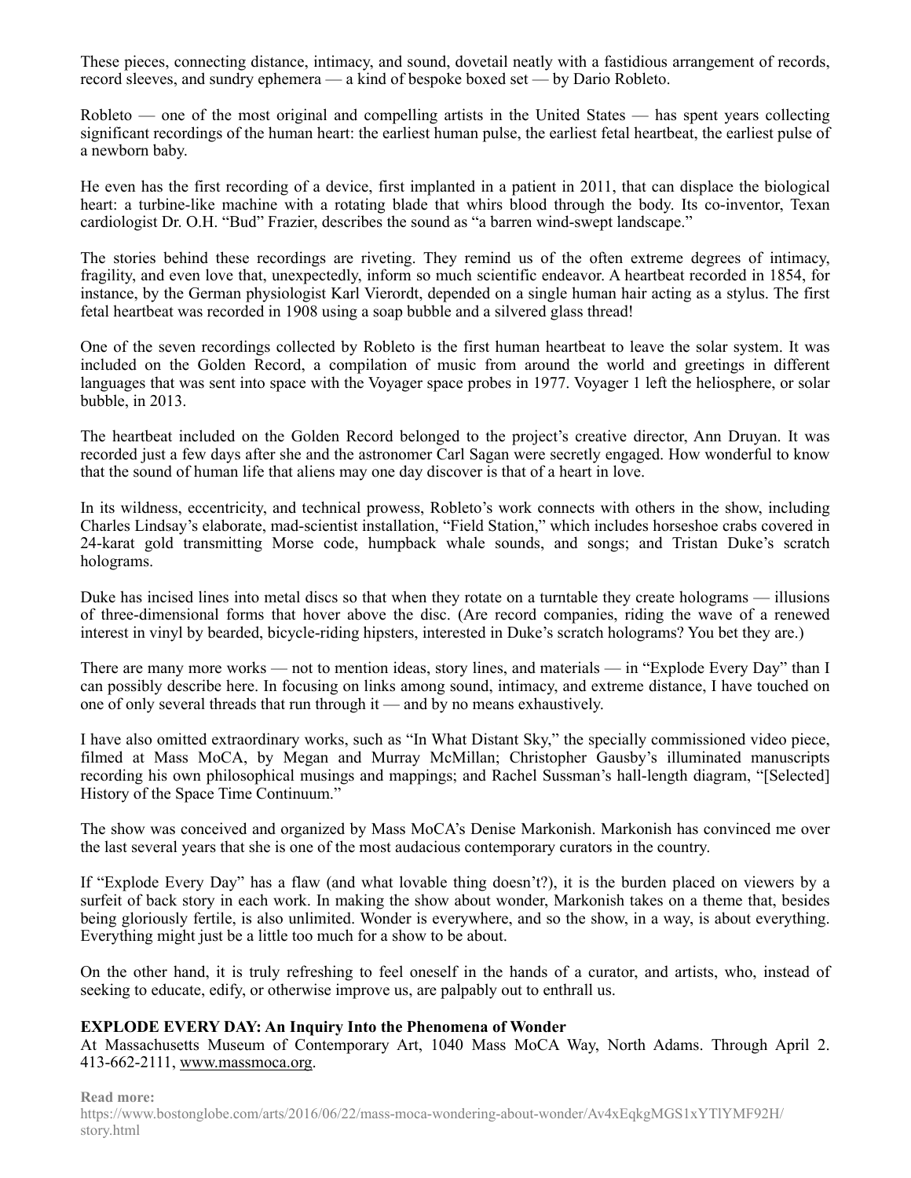These pieces, connecting distance, intimacy, and sound, dovetail neatly with a fastidious arrangement of records, record sleeves, and sundry ephemera — a kind of bespoke boxed set — by Dario Robleto.

Robleto — one of the most original and compelling artists in the United States — has spent years collecting significant recordings of the human heart: the earliest human pulse, the earliest fetal heartbeat, the earliest pulse of a newborn baby.

He even has the first recording of a device, first implanted in a patient in 2011, that can displace the biological heart: a turbine-like machine with a rotating blade that whirs blood through the body. Its co-inventor, Texan cardiologist Dr. O.H. "Bud" Frazier, describes the sound as "a barren wind-swept landscape."

The stories behind these recordings are riveting. They remind us of the often extreme degrees of intimacy, fragility, and even love that, unexpectedly, inform so much scientific endeavor. A heartbeat recorded in 1854, for instance, by the German physiologist Karl Vierordt, depended on a single human hair acting as a stylus. The first fetal heartbeat was recorded in 1908 using a soap bubble and a silvered glass thread!

One of the seven recordings collected by Robleto is the first human heartbeat to leave the solar system. It was included on the Golden Record, a compilation of music from around the world and greetings in different languages that was sent into space with the Voyager space probes in 1977. Voyager 1 left the heliosphere, or solar bubble, in 2013.

The heartbeat included on the Golden Record belonged to the project's creative director, Ann Druyan. It was recorded just a few days after she and the astronomer Carl Sagan were secretly engaged. How wonderful to know that the sound of human life that aliens may one day discover is that of a heart in love.

In its wildness, eccentricity, and technical prowess, Robleto's work connects with others in the show, including Charles Lindsay's elaborate, mad-scientist installation, "Field Station," which includes horseshoe crabs covered in 24-karat gold transmitting Morse code, humpback whale sounds, and songs; and Tristan Duke's scratch holograms.

Duke has incised lines into metal discs so that when they rotate on a turntable they create holograms — illusions of three-dimensional forms that hover above the disc. (Are record companies, riding the wave of a renewed interest in vinyl by bearded, bicycle-riding hipsters, interested in Duke's scratch holograms? You bet they are.)

There are many more works — not to mention ideas, story lines, and materials — in "Explode Every Day" than I can possibly describe here. In focusing on links among sound, intimacy, and extreme distance, I have touched on one of only several threads that run through it — and by no means exhaustively.

I have also omitted extraordinary works, such as "In What Distant Sky," the specially commissioned video piece, filmed at Mass MoCA, by Megan and Murray McMillan; Christopher Gausby's illuminated manuscripts recording his own philosophical musings and mappings; and Rachel Sussman's hall-length diagram, "[Selected] History of the Space Time Continuum."

The show was conceived and organized by Mass MoCA's Denise Markonish. Markonish has convinced me over the last several years that she is one of the most audacious contemporary curators in the country.

If "Explode Every Day" has a flaw (and what lovable thing doesn't?), it is the burden placed on viewers by a surfeit of back story in each work. In making the show about wonder, Markonish takes on a theme that, besides being gloriously fertile, is also unlimited. Wonder is everywhere, and so the show, in a way, is about everything. Everything might just be a little too much for a show to be about.

On the other hand, it is truly refreshing to feel oneself in the hands of a curator, and artists, who, instead of seeking to educate, edify, or otherwise improve us, are palpably out to enthrall us.

**EXPLODE EVERY DAY: An Inquiry Into the Phenomena of Wonder**
At Massachusetts Museum of Contemporary Art, 1040 Mass MoCA Way, North Adams. Through April 2. 413-662-2111, www.massmoca.org.

**Read more:**
https://www.bostonglobe.com/arts/2016/06/22/mass-moca-wondering-about-wonder/Av4xEqkgMGS1xYTlYMF92H/story.html